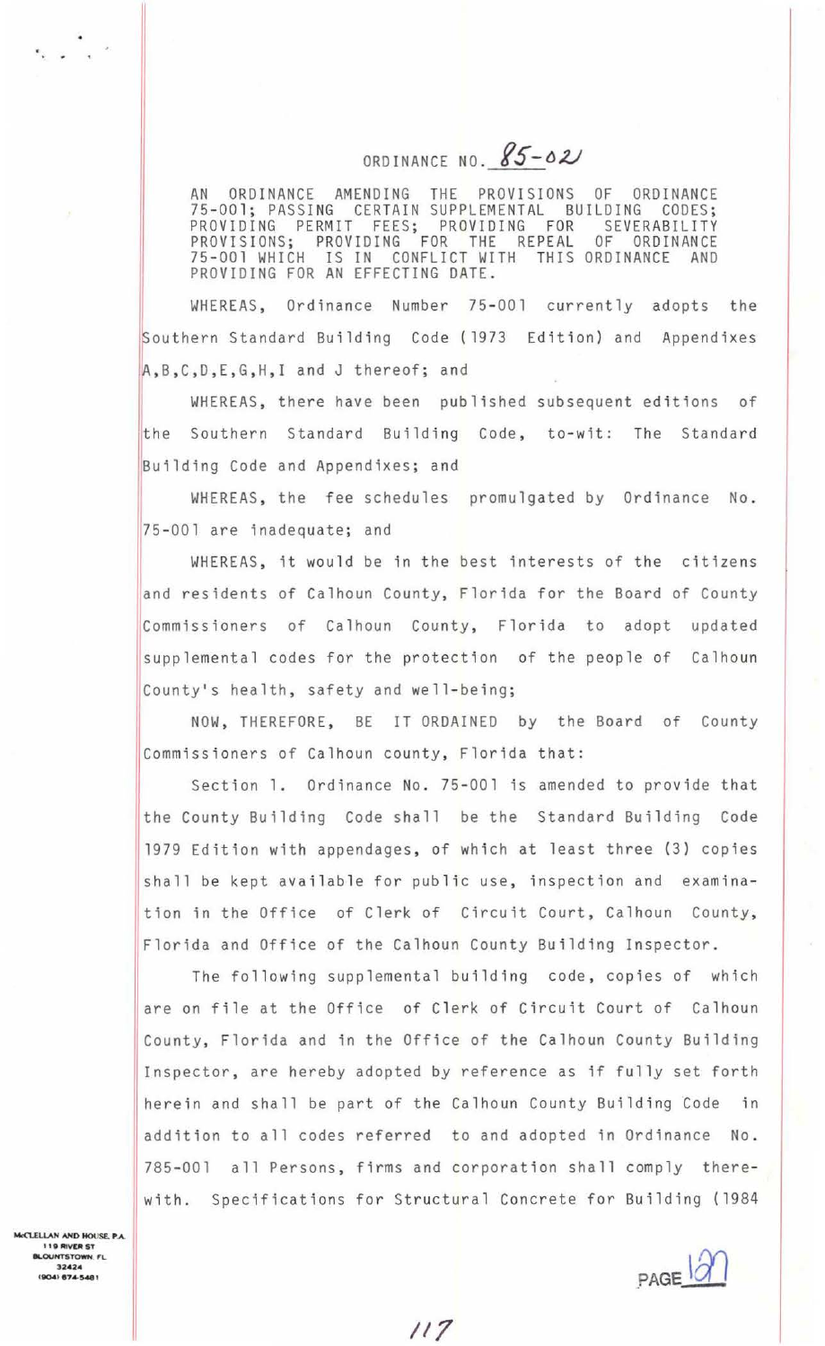# ORDINANCE NO. 85-02

AN ORDINANCE AMENDING THE PROVISIONS OF ORDINANCE 75-001; PASSING CERTAIN SUPPLEMENTAL BUILDING CODES; PROVIDING PERMIT FEES; PROVIDING FOR SEVERABILITY PROVISIONS; PROVIDING FOR THE REPEAL OF ORDINANCE 75-001 WHICH IS IN CONFLICT WITH THIS ORDINANCE AND PROVIDING FOR AN EFFECTING DATE.

WHEREAS, Ordinance Number 75-001 currently adopts the Southern Standard Building Code (1973 Edition) and Appendixes A,B,C,D,E,G,H,I and J thereof; and

WHEREAS, there have been published subsequent editions of the Southern Standard Building Code, to-wit: The Standard Building Code and Appendixes; and

WHEREAS, the fee schedules promulgated by Ordinance No. 75-001 are inadequate; and

WHEREAS, it would be in the best interests of the citizens and residents of Calhoun County, Florida for the Board of County Commissioners of Calhoun County, Florida to adopt updated supplemental codes for the protection of the people of Calhoun County's health, safety and well-being;

NOW, THEREFORE, BE IT ORDAINED by the Board of County Commissioners of Calhoun county, Florida that:

Section 1. Ordinance No. 75-001 is amended to provide that the County Building Code shall be the Standard Building Code 1979 Edition with appendages, of which at least three (3) copies shall be kept available for public use, inspection and examination in the Office of Clerk of Circuit Court, Calhoun County, Florida and Office of the Calhoun County Building Inspector.

The following supplemental building code, copies of which are on file at the Office of Clerk of Circuit Court of Calhoun County, Florida and in the Office of the Calhoun County Building Inspector, are hereby adopted by reference as if fully set forth herein and shall be part of the Calhoun County Building Code in addition to all codes referred to and adopted in Ordinance No. 785-001 all Persons, firms and corporation shall comply therewith. Specifications for Structural Concrete for Building (1984

McCLELLAN AND HOUSE, P.A.
119 RIVER ST
BLOUNTSTOWN, FL
32424
(904) 674-5481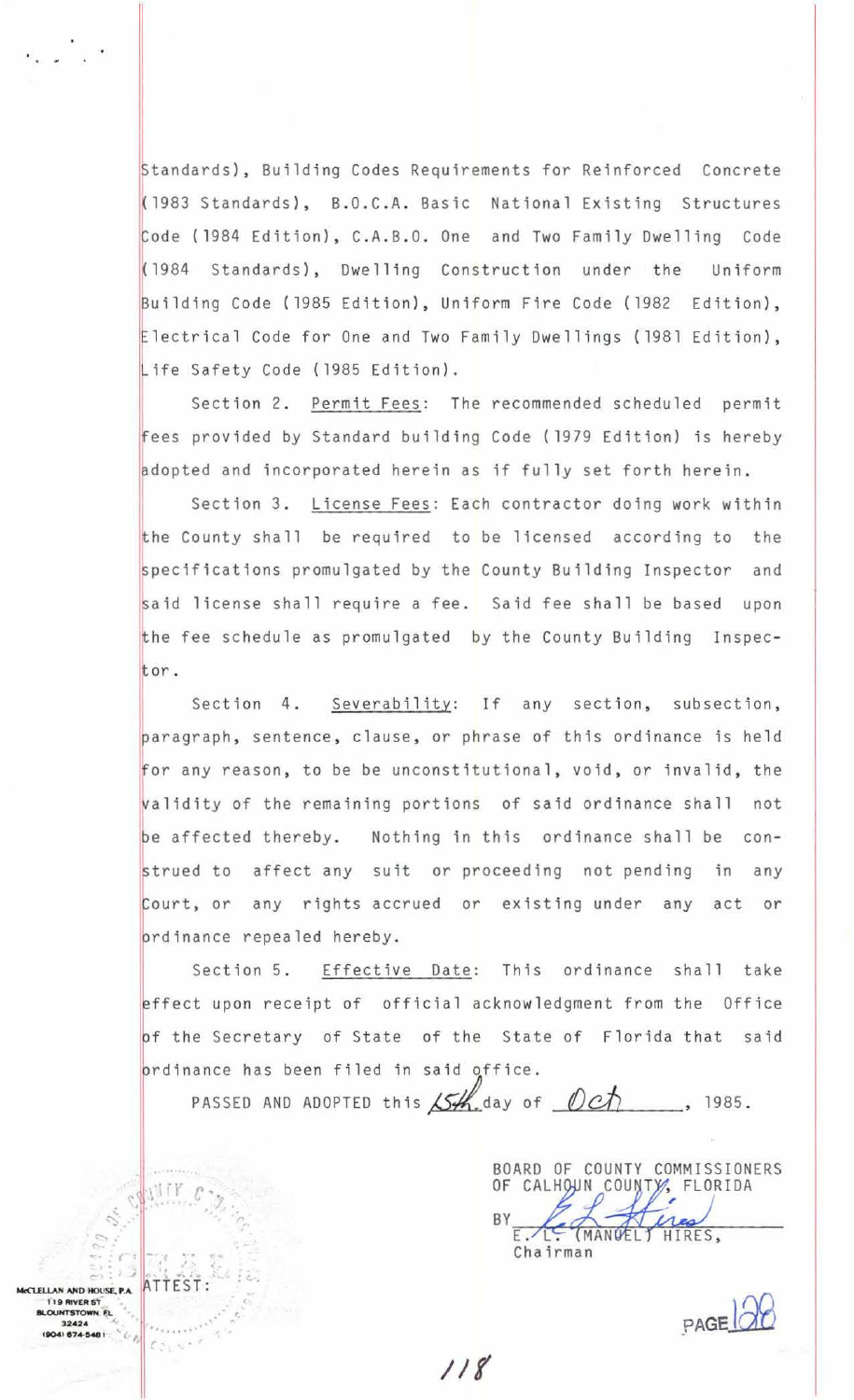Standards), Building Codes Requirements for Reinforced Concrete (1983 Standards), B.O.C.A. Basic National Existing Structures Code (1984 Edition), C.A.B.O. One and Two Family Dwelling Code (1984 Standards), Dwelling Construction under the Uniform Building Code (1985 Edition), Uniform Fire Code (1982 Edition), Electrical Code for One and Two Family Dwellings (1981 Edition), Life Safety Code (1985 Edition).

Section 2. Permit Fees: The recommended scheduled permit fees provided by Standard building Code (1979 Edition) is hereby adopted and incorporated herein as if fully set forth herein.

Section 3. License Fees: Each contractor doing work within the County shall be required to be licensed according to the specifications promulgated by the County Building Inspector and said license shall require a fee. Said fee shall be based upon the fee schedule as promulgated by the County Building Inspector.

Section 4. Severability: If any section, subsection, paragraph, sentence, clause, or phrase of this ordinance is held for any reason, to be be unconstitutional, void, or invalid, the validity of the remaining portions of said ordinance shall not be affected thereby. Nothing in this ordinance shall be construed to affect any suit or proceeding not pending in any Court, or any rights accrued or existing under any act or ordinance repealed hereby.

Section 5. Effective Date: This ordinance shall take effect upon receipt of official acknowledgment from the Office of the Secretary of State of the State of Florida that said ordinance has been filed in said office.

PASSED AND ADOPTED this 15th day of Oct, 1985.

BOARD OF COUNTY COMMISSIONERS
OF CALHOUN COUNTY, FLORIDA

BY ______________________
E. L. (MANUEL) HIRES,
Chairman

ATTEST:

McCLELLAN AND HOUSE, P.A.
119 RIVER ST
BLOUNTSTOWN, FL
32424
(904) 674-5481

PAGE 128

118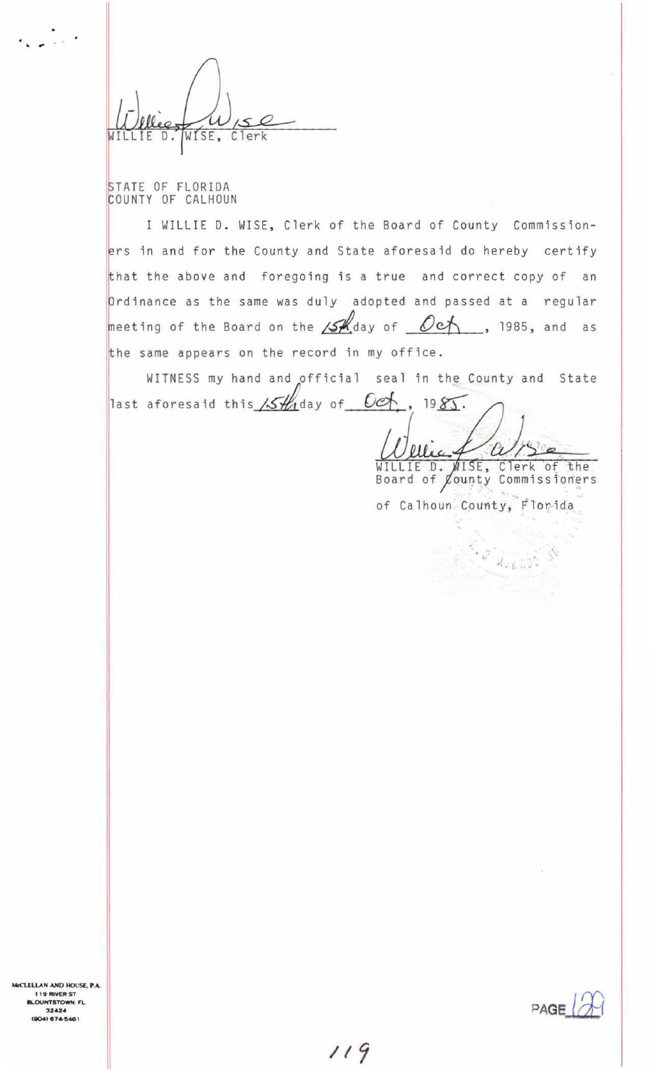WILLIE D. WISE, Clerk

STATE OF FLORIDA
COUNTY OF CALHOUN

I WILLIE D. WISE, Clerk of the Board of County Commissioners in and for the County and State aforesaid do hereby certify that the above and foregoing is a true and correct copy of an Ordinance as the same was duly adopted and passed at a regular meeting of the Board on the 15th day of Oct, 1985, and as the same appears on the record in my office.

WITNESS my hand and official seal in the County and State last aforesaid this 15th day of Oct, 1985.

WILLIE D. WISE, Clerk of the Board of County Commissioners of Calhoun County, Florida

McCLELLAN AND HOUSE, P.A.
119 RIVER ST
BLOUNTSTOWN, FL
32424
(904) 674-5481